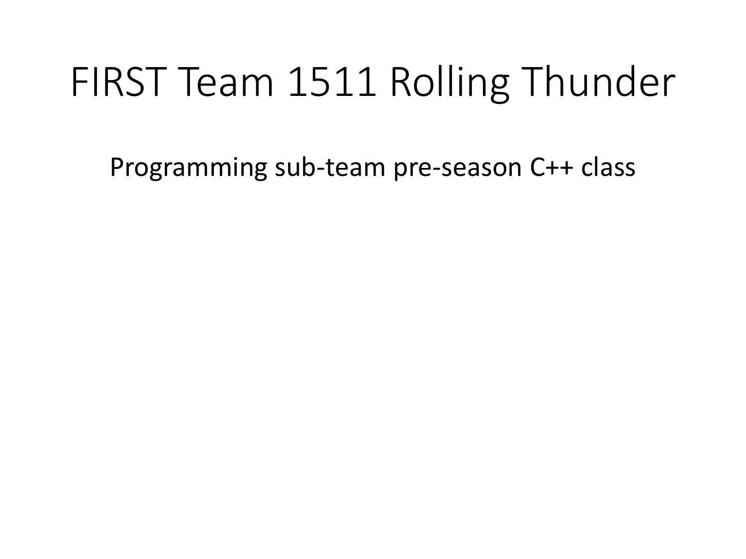# FIRST Team 1511 Rolling Thunder

Programming sub-team pre-season C++ class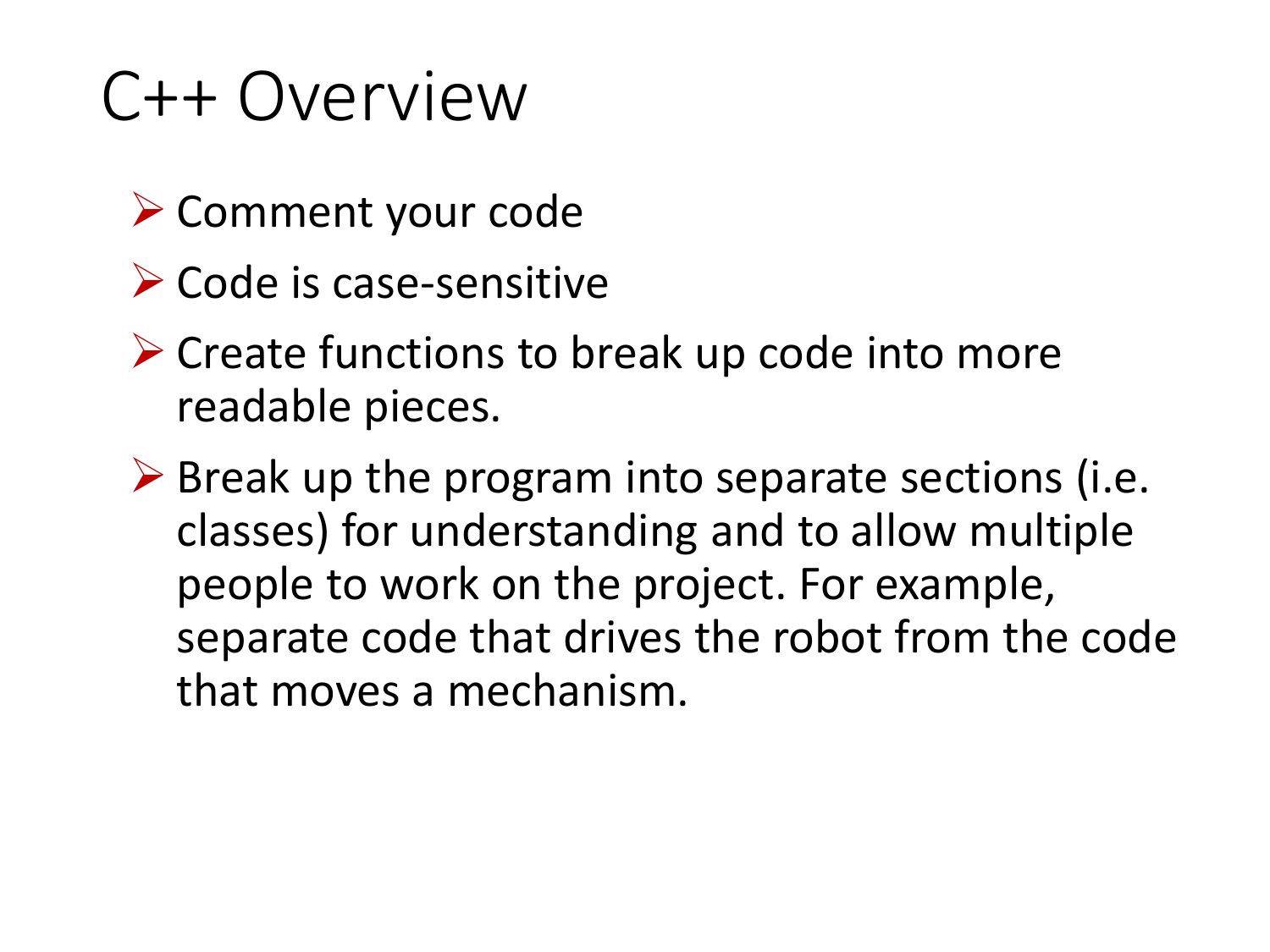# C++ Overview

- Comment your code
- Code is case-sensitive
- Create functions to break up code into more readable pieces.
- Break up the program into separate sections (i.e. classes) for understanding and to allow multiple people to work on the project. For example, separate code that drives the robot from the code that moves a mechanism.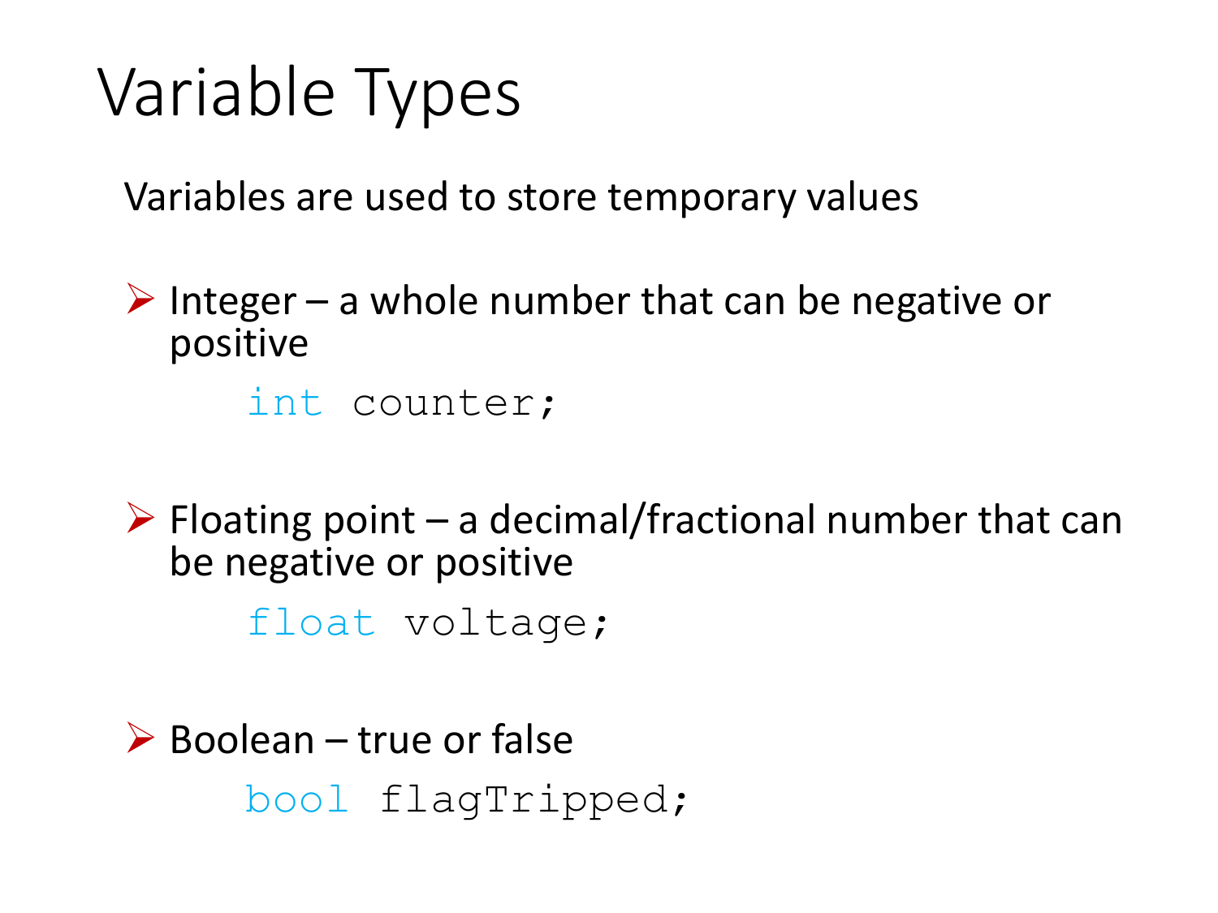# Variable Types

Variables are used to store temporary values

- Integer – a whole number that can be negative or positive

```
int counter;
```

- Floating point – a decimal/fractional number that can be negative or positive

```
float voltage;
```

- Boolean – true or false

```
bool flagTripped;
```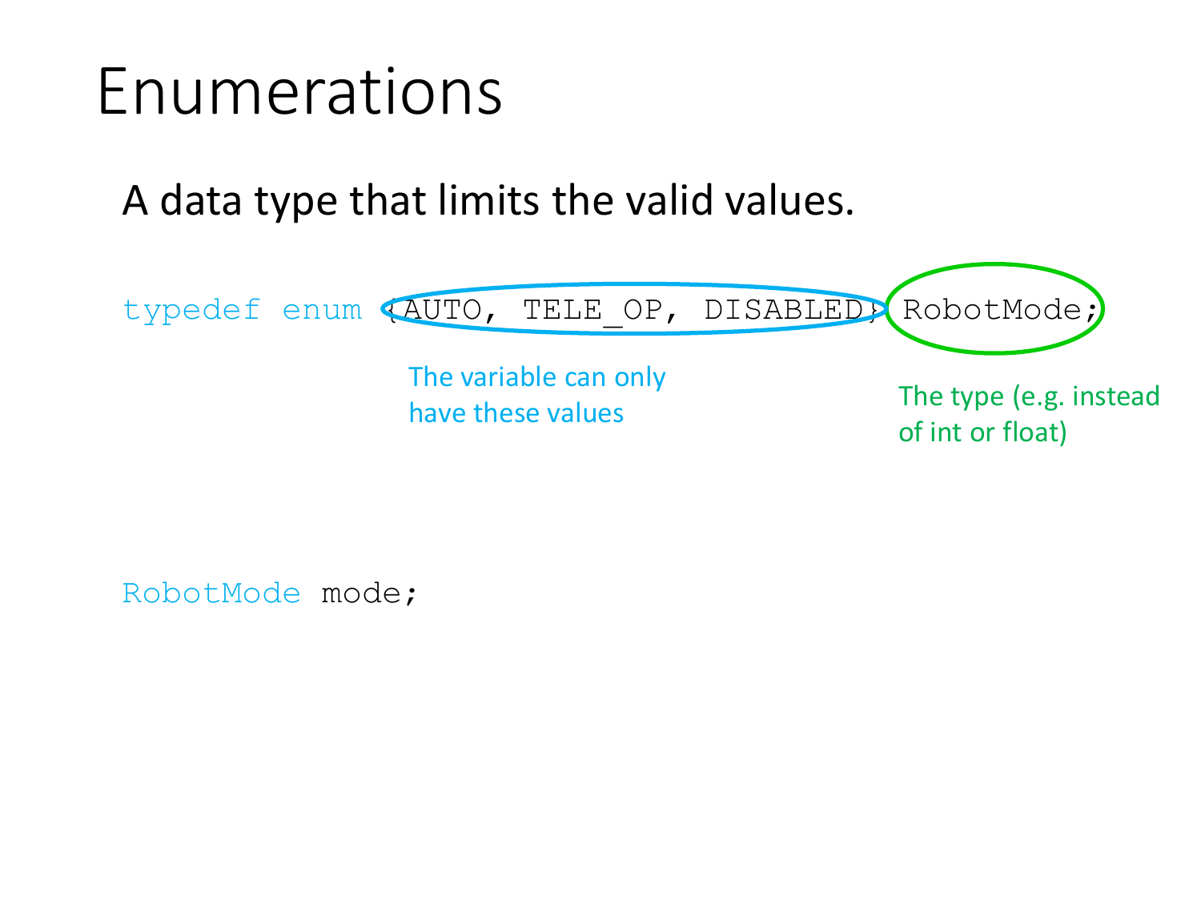# Enumerations

A data type that limits the valid values.

```
typedef enum {AUTO, TELE_OP, DISABLED} RobotMode;
```

The variable can only have these values

The type (e.g. instead of int or float)

```
RobotMode mode;
```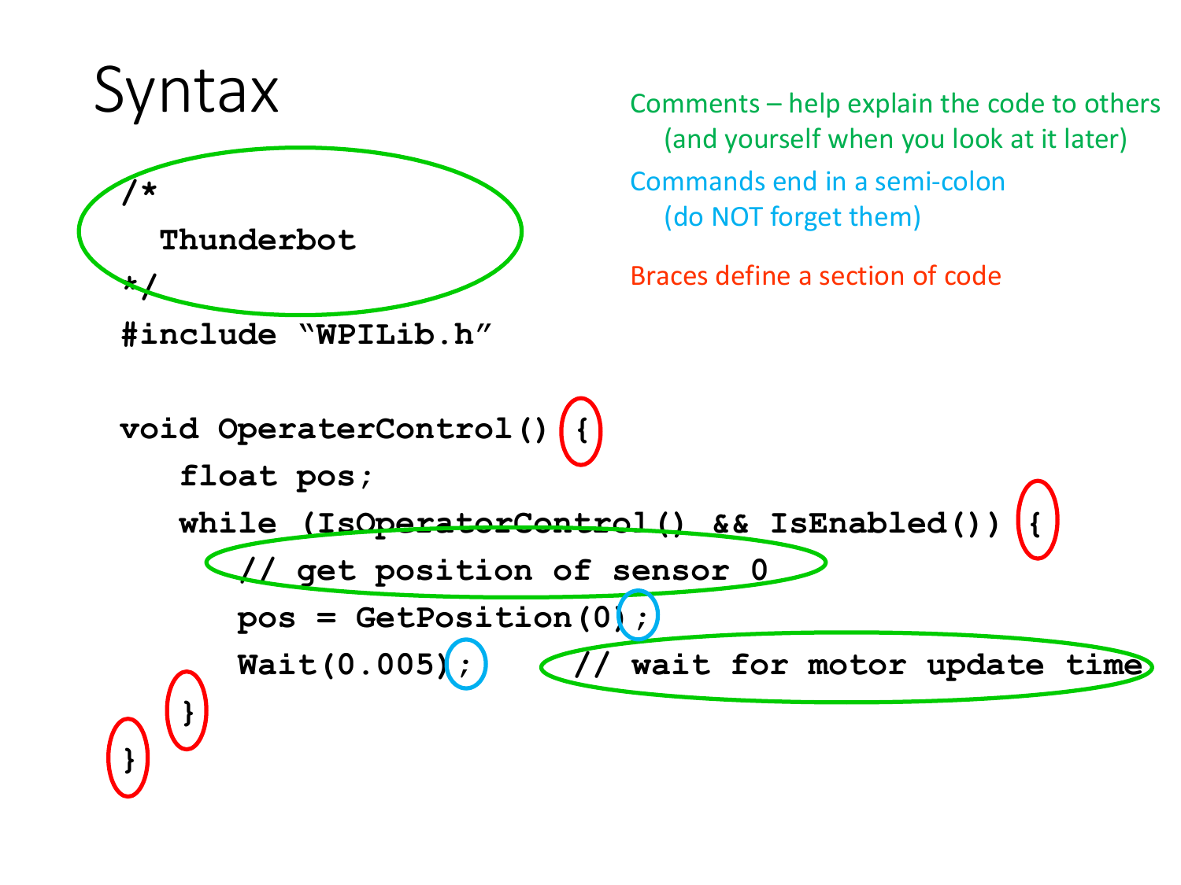# Syntax

```
/*
  Thunderbot
*/
#include "WPILib.h"

void OperaterControl() {
   float pos;
   while (IsOperatorControl() && IsEnabled()) {
      // get position of sensor 0
      pos = GetPosition(0);
      Wait(0.005);    // wait for motor update time
   }
}
```

Comments – help explain the code to others (and yourself when you look at it later)

Commands end in a semi-colon (do NOT forget them)

Braces define a section of code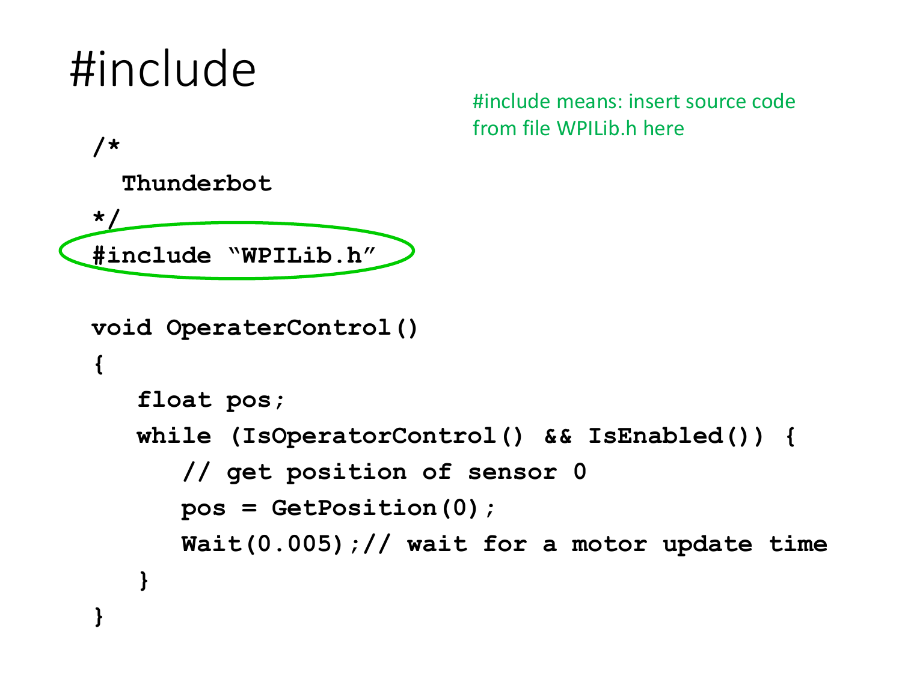# #include

#include means: insert source code from file WPILib.h here

```
/*
  Thunderbot
*/
#include "WPILib.h"

void OperaterControl()
{
   float pos;
   while (IsOperatorControl() && IsEnabled()) {
      // get position of sensor 0
      pos = GetPosition(0);
      Wait(0.005);// wait for a motor update time
   }
}
```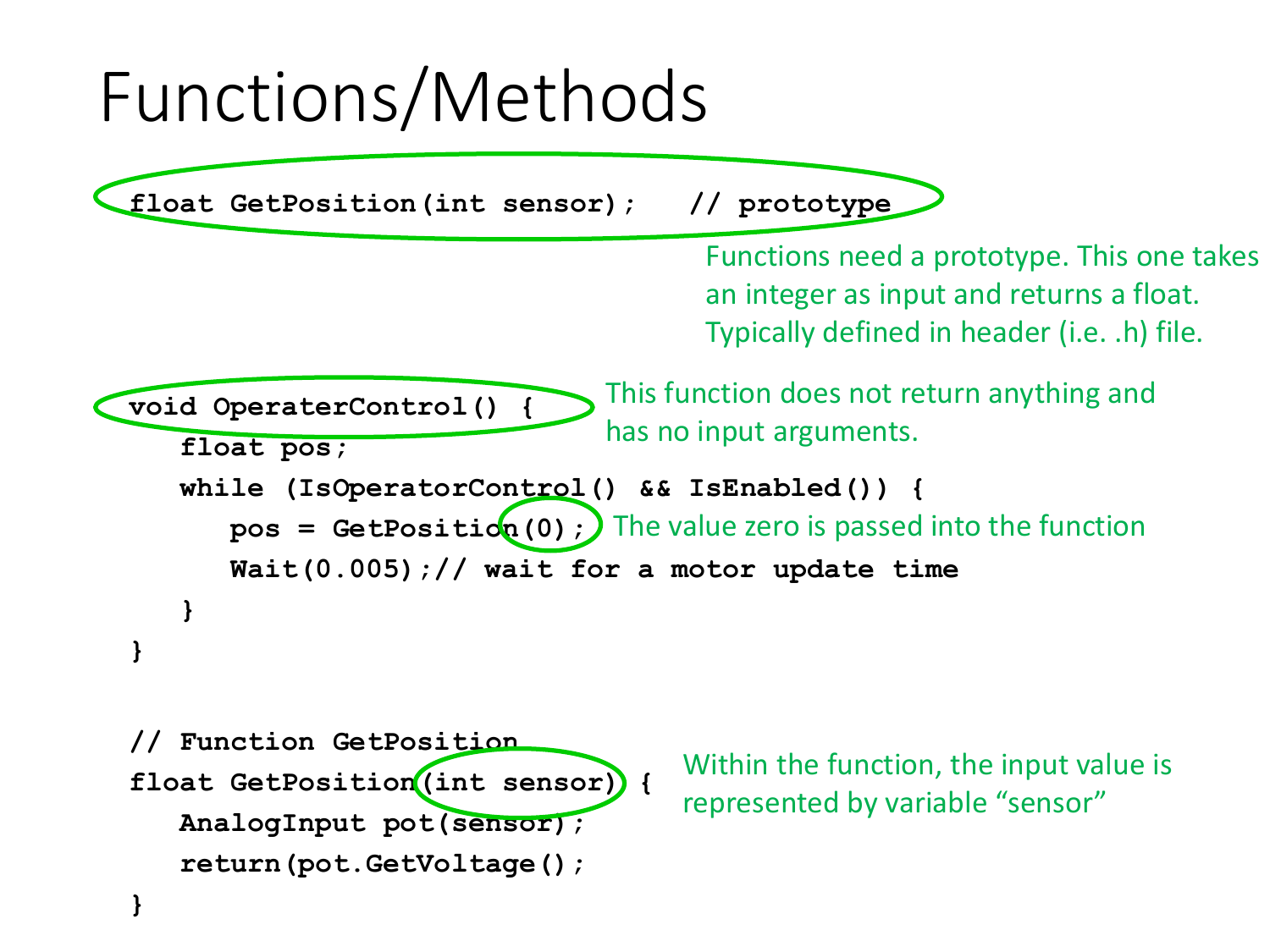# Functions/Methods

```
float GetPosition(int sensor);   // prototype
```

Functions need a prototype. This one takes an integer as input and returns a float. Typically defined in header (i.e. .h) file.

```
void OperaterControl() {
   float pos;
   while (IsOperatorControl() && IsEnabled()) {
      pos = GetPosition(0);
      Wait(0.005);// wait for a motor update time
   }
}
```

This function does not return anything and has no input arguments.

The value zero is passed into the function

```
// Function GetPosition
float GetPosition(int sensor) {
   AnalogInput pot(sensor);
   return(pot.GetVoltage();
}
```

Within the function, the input value is represented by variable "sensor"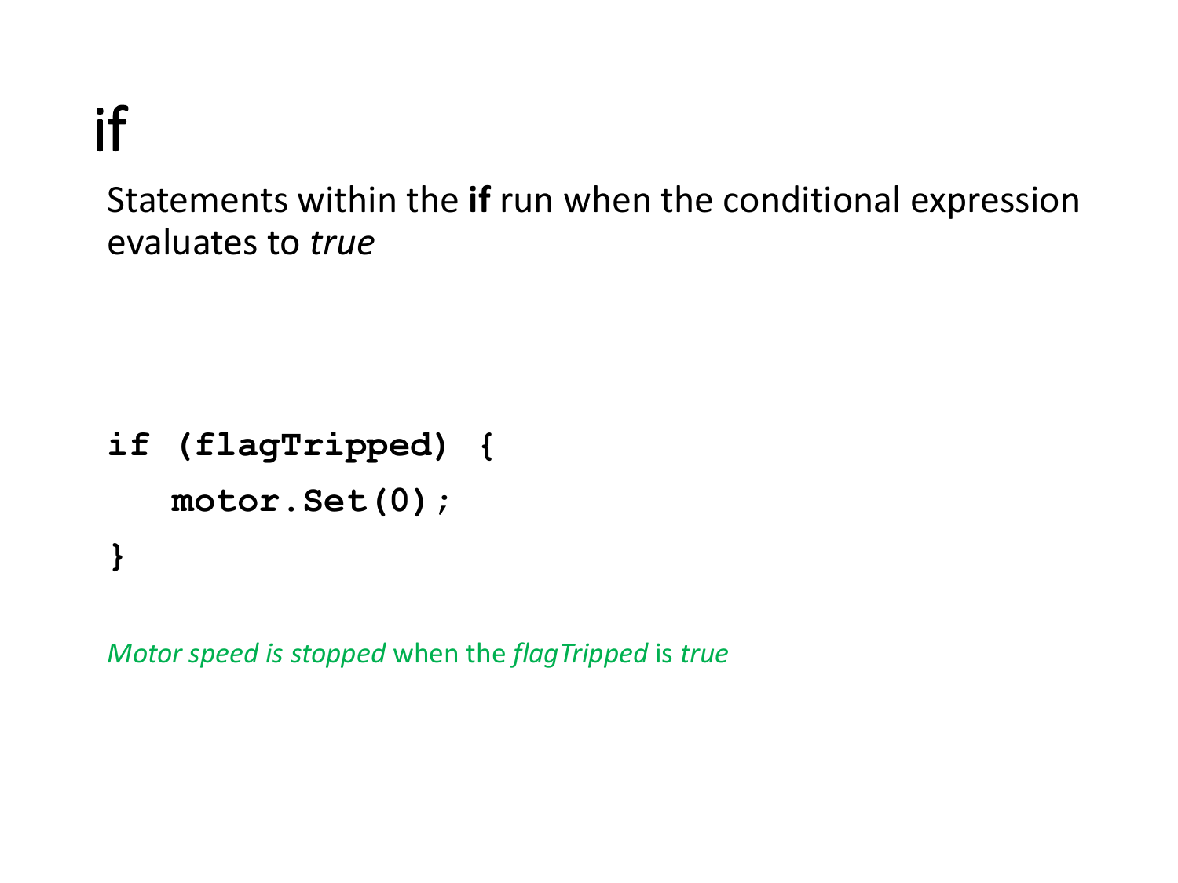# if

Statements within the **if** run when the conditional expression evaluates to *true*

```
if (flagTripped) {
   motor.Set(0);
}
```

*Motor speed is stopped* when the *flagTripped* is *true*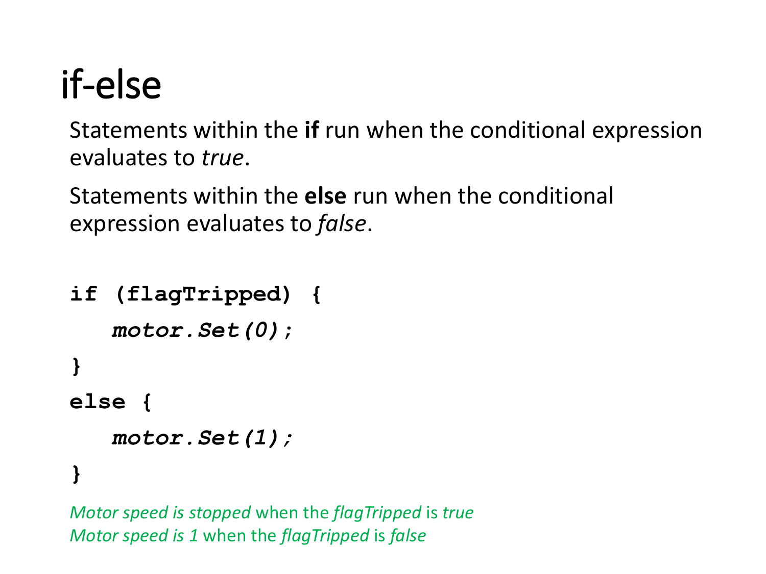# if-else

Statements within the **if** run when the conditional expression evaluates to *true*.

Statements within the **else** run when the conditional expression evaluates to *false*.

```
if (flagTripped) {
    motor.Set(0);
}
else {
    motor.Set(1);
}
```

*Motor speed is stopped* when the *flagTripped* is *true*
*Motor speed is 1* when the *flagTripped* is *false*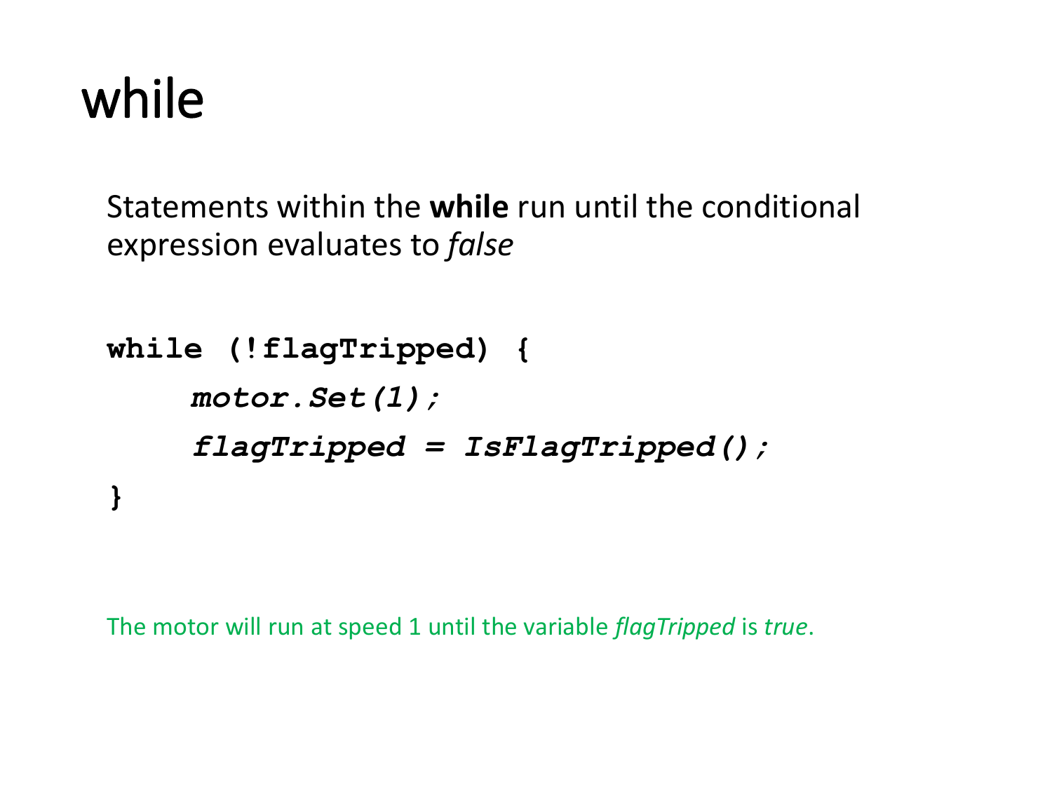# while

Statements within the **while** run until the conditional expression evaluates to *false*

```
while (!flagTripped) {
     motor.Set(1);
     flagTripped = IsFlagTripped();
}
```

The motor will run at speed 1 until the variable *flagTripped* is *true*.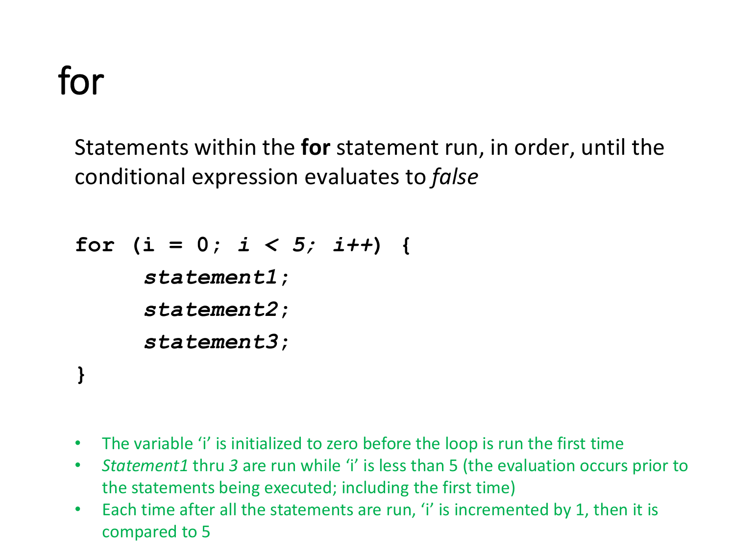# for

Statements within the **for** statement run, in order, until the conditional expression evaluates to *false*

```
for (i = 0; i < 5; i++) {
     statement1;
     statement2;
     statement3;
}
```

- The variable 'i' is initialized to zero before the loop is run the first time
- *Statement1* thru *3* are run while 'i' is less than 5 (the evaluation occurs prior to the statements being executed; including the first time)
- Each time after all the statements are run, 'i' is incremented by 1, then it is compared to 5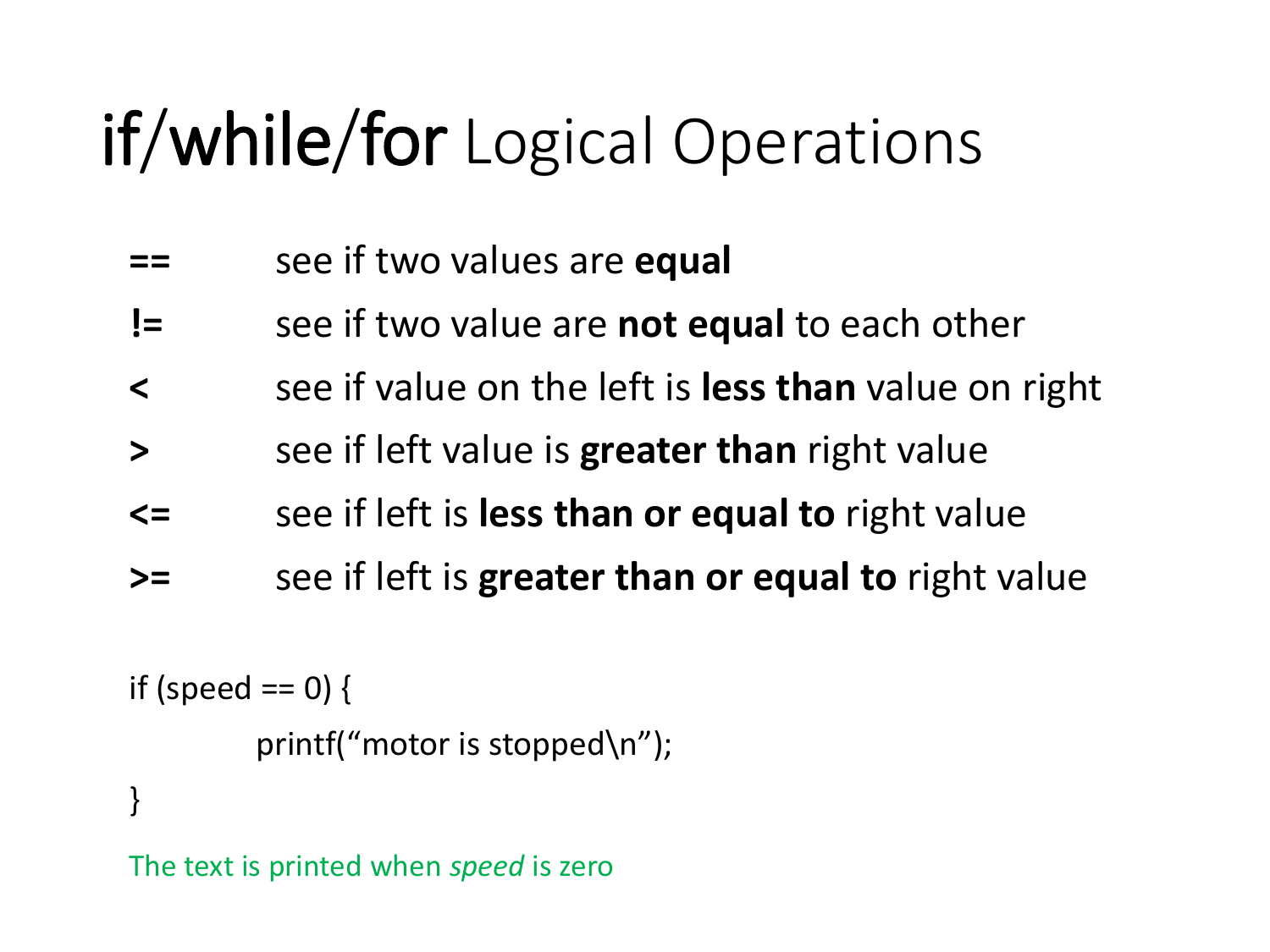# **if/while/for** Logical Operations

| | |
|---|---|
| **==** | see if two values are **equal** |
| **!=** | see if two value are **not equal** to each other |
| **<** | see if value on the left is **less than** value on right |
| **>** | see if left value is **greater than** right value |
| **<=** | see if left is **less than or equal to** right value |
| **>=** | see if left is **greater than or equal to** right value |

```
if (speed == 0) {
        printf("motor is stopped\n");
}
```

The text is printed when *speed* is zero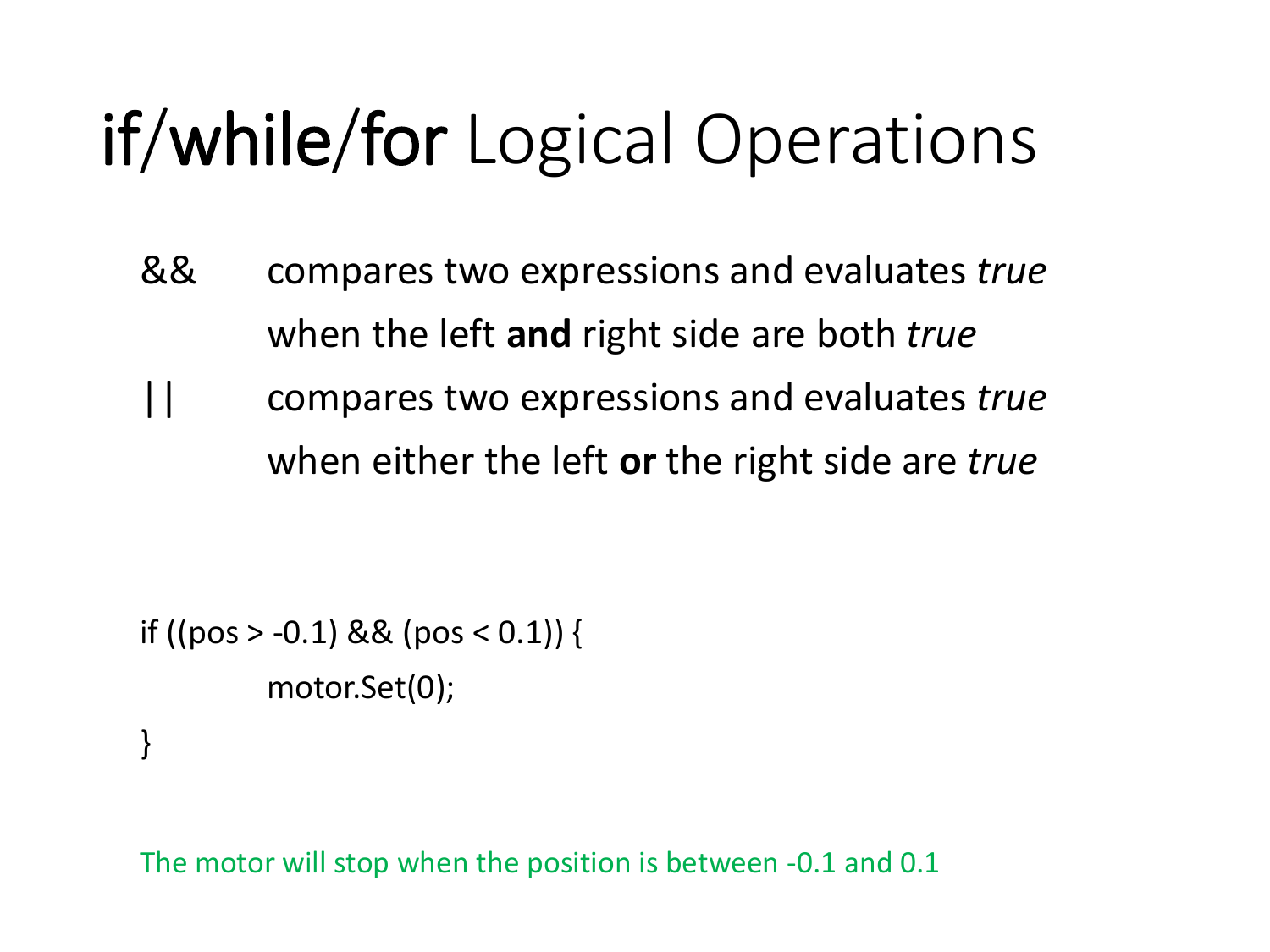# **if/while/for** Logical Operations

&& compares two expressions and evaluates *true* when the left **and** right side are both *true*

|| compares two expressions and evaluates *true* when either the left **or** the right side are *true*

```
if ((pos > -0.1) && (pos < 0.1)) {
        motor.Set(0);
}
```

The motor will stop when the position is between -0.1 and 0.1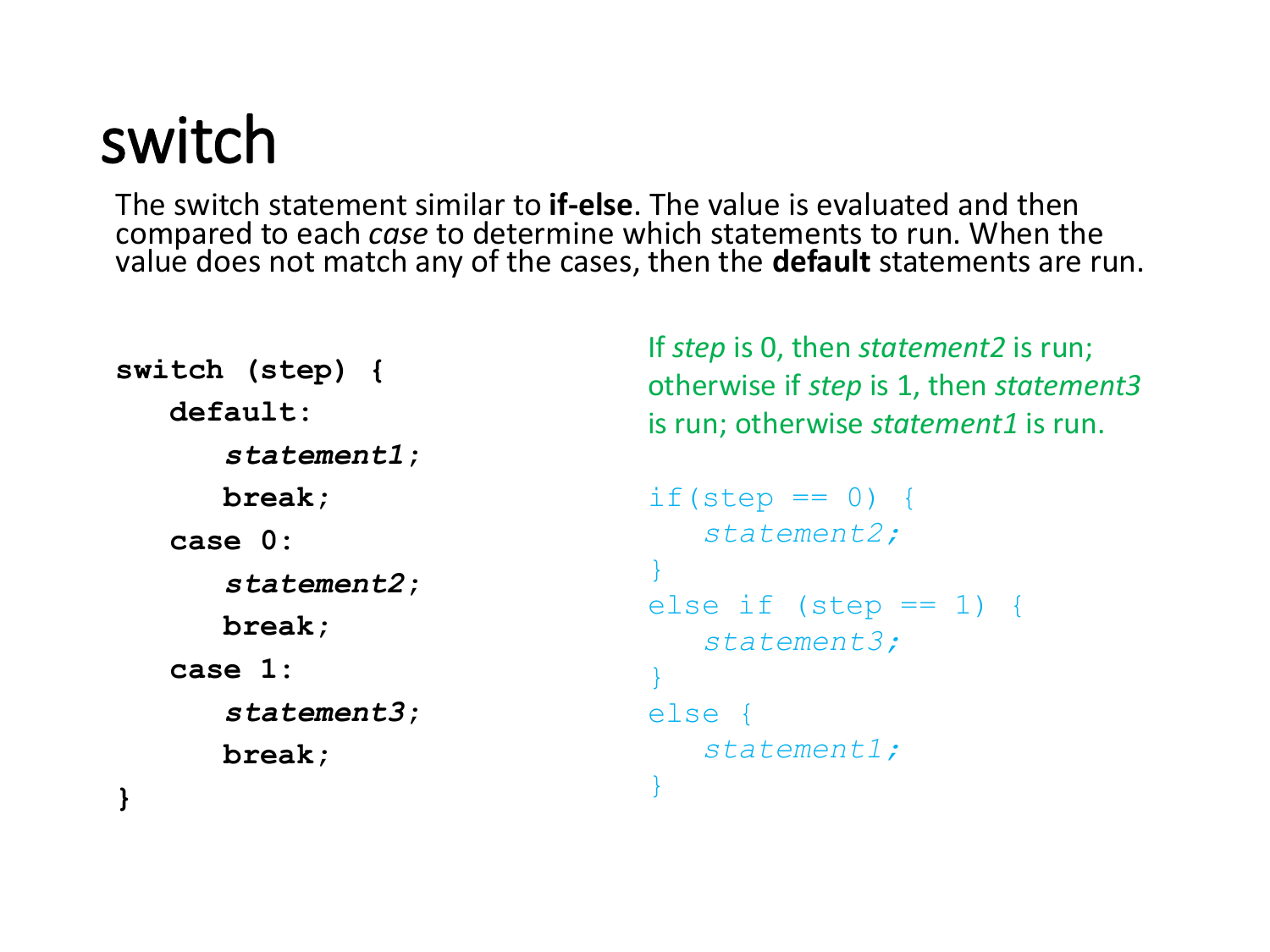# switch

The switch statement similar to **if-else**. The value is evaluated and then compared to each *case* to determine which statements to run. When the value does not match any of the cases, then the **default** statements are run.

```
switch (step) {
   default:
      statement1;
      break;
   case 0:
      statement2;
      break;
   case 1:
      statement3;
      break;
}
```

If *step* is 0, then *statement2* is run; otherwise if *step* is 1, then *statement3* is run; otherwise *statement1* is run.

```
if(step == 0) {
   statement2;
}
else if (step == 1) {
   statement3;
}
else {
   statement1;
}
```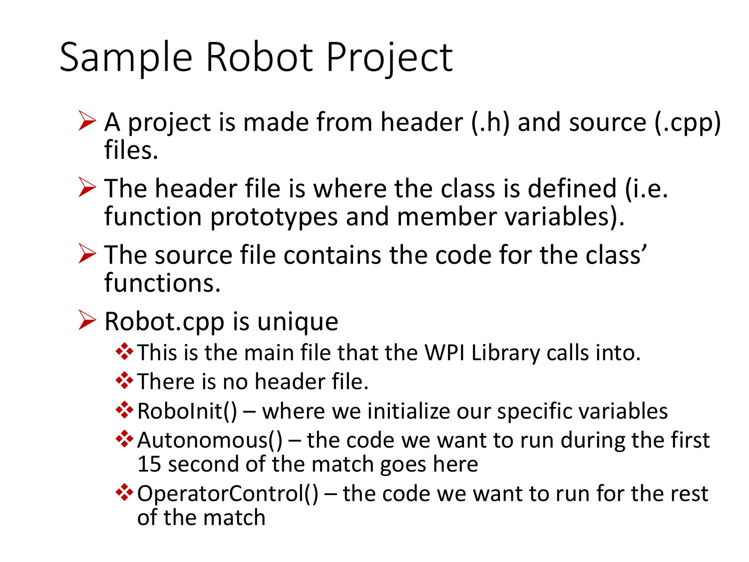# Sample Robot Project

- A project is made from header (.h) and source (.cpp) files.
- The header file is where the class is defined (i.e. function prototypes and member variables).
- The source file contains the code for the class' functions.
- Robot.cpp is unique
  - This is the main file that the WPI Library calls into.
  - There is no header file.
  - RoboInit() – where we initialize our specific variables
  - Autonomous() – the code we want to run during the first 15 second of the match goes here
  - OperatorControl() – the code we want to run for the rest of the match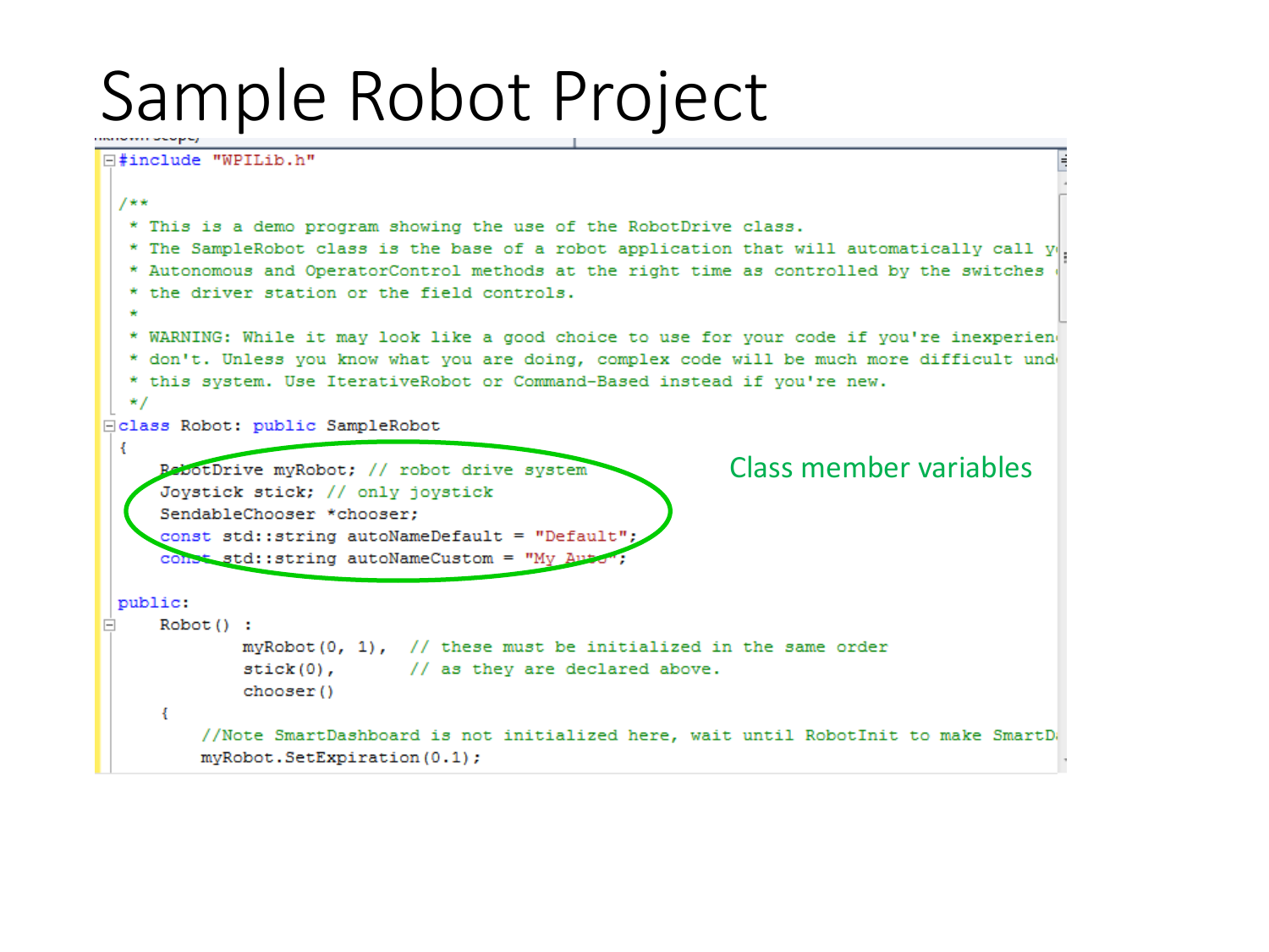# Sample Robot Project

```cpp
#include "WPILib.h"

/**
 * This is a demo program showing the use of the RobotDrive class.
 * The SampleRobot class is the base of a robot application that will automatically call y
 * Autonomous and OperatorControl methods at the right time as controlled by the switches
 * the driver station or the field controls.
 *
 * WARNING: While it may look like a good choice to use for your code if you're inexperien
 * don't. Unless you know what you are doing, complex code will be much more difficult und
 * this system. Use IterativeRobot or Command-Based instead if you're new.
 */
class Robot: public SampleRobot
{
	RobotDrive myRobot; // robot drive system
	Joystick stick; // only joystick
	SendableChooser *chooser;
	const std::string autoNameDefault = "Default";
	const std::string autoNameCustom = "My Auto";

public:
	Robot() :
			myRobot(0, 1),	// these must be initialized in the same order
			stick(0),		// as they are declared above.
			chooser()
	{
		//Note SmartDashboard is not initialized here, wait until RobotInit to make SmartD
		myRobot.SetExpiration(0.1);
```

Class member variables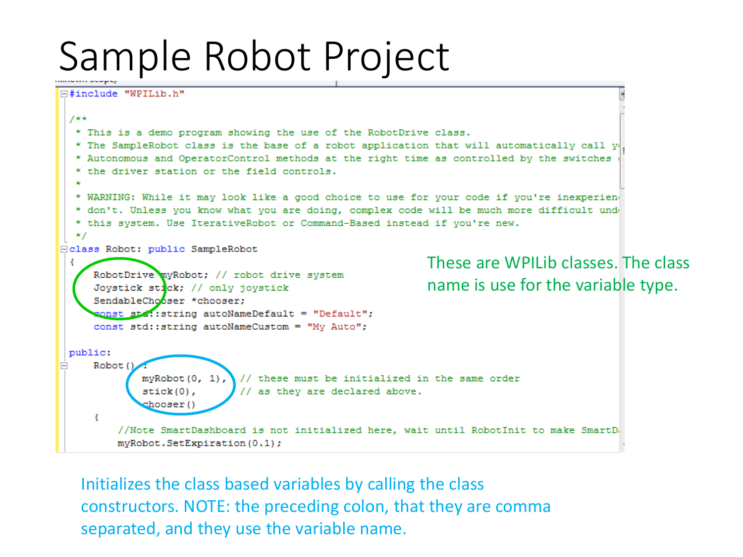# Sample Robot Project

```cpp
#include "WPILib.h"

/**
 * This is a demo program showing the use of the RobotDrive class.
 * The SampleRobot class is the base of a robot application that will automatically call y
 * Autonomous and OperatorControl methods at the right time as controlled by the switches
 * the driver station or the field controls.
 *
 * WARNING: While it may look like a good choice to use for your code if you're inexperien
 * don't. Unless you know what you are doing, complex code will be much more difficult und
 * this system. Use IterativeRobot or Command-Based instead if you're new.
 */
class Robot: public SampleRobot
{
    RobotDrive myRobot; // robot drive system
    Joystick stick; // only joystick
    SendableChooser *chooser;
    const std::string autoNameDefault = "Default";
    const std::string autoNameCustom = "My Auto";

public:
    Robot() :
            myRobot(0, 1),  // these must be initialized in the same order
            stick(0),       // as they are declared above.
            chooser()
    {
        //Note SmartDashboard is not initialized here, wait until RobotInit to make SmartD
        myRobot.SetExpiration(0.1);
```

These are WPILib classes. The class name is use for the variable type.

Initializes the class based variables by calling the class constructors. NOTE: the preceding colon, that they are comma separated, and they use the variable name.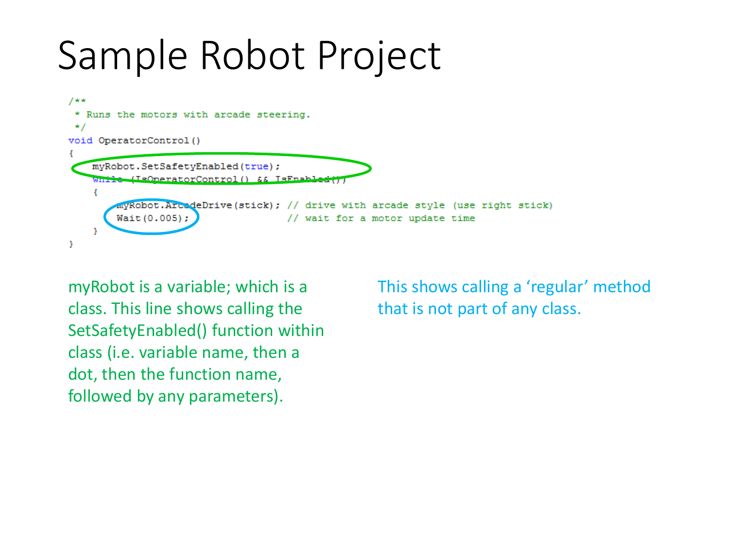# Sample Robot Project

```
/**
 * Runs the motors with arcade steering.
 */
void OperatorControl()
{
    myRobot.SetSafetyEnabled(true);
    while (IsOperatorControl() && IsEnabled())
    {
        myRobot.ArcadeDrive(stick); // drive with arcade style (use right stick)
        Wait(0.005);                // wait for a motor update time
    }
}
```

myRobot is a variable; which is a class. This line shows calling the SetSafetyEnabled() function within class (i.e. variable name, then a dot, then the function name, followed by any parameters).

This shows calling a 'regular' method that is not part of any class.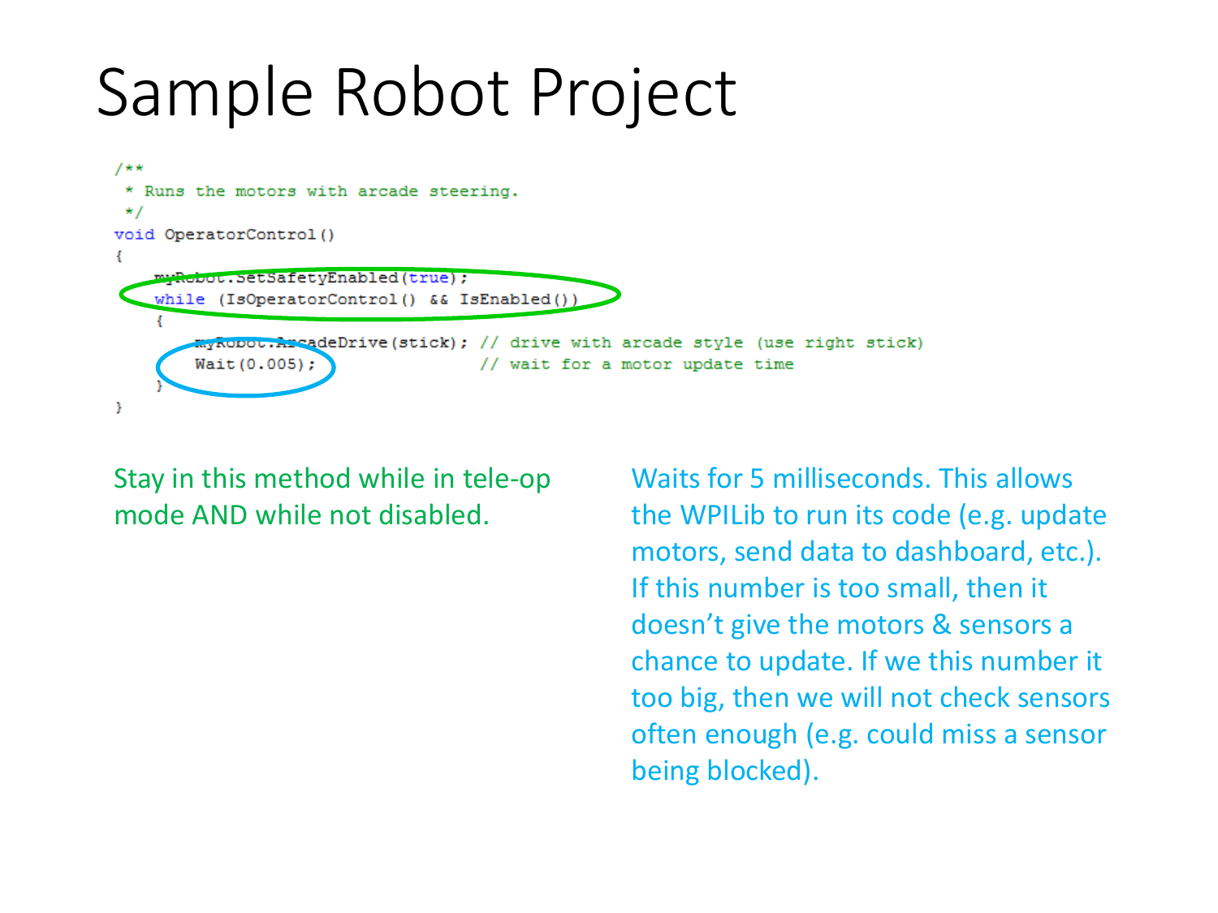# Sample Robot Project

```
/**
 * Runs the motors with arcade steering.
 */
void OperatorControl()
{
    myRobot.SetSafetyEnabled(true);
    while (IsOperatorControl() && IsEnabled())
    {
        myRobot.ArcadeDrive(stick); // drive with arcade style (use right stick)
        Wait(0.005);                // wait for a motor update time
    }
}
```

Stay in this method while in tele-op mode AND while not disabled.

Waits for 5 milliseconds. This allows the WPILib to run its code (e.g. update motors, send data to dashboard, etc.). If this number is too small, then it doesn't give the motors & sensors a chance to update. If we this number it too big, then we will not check sensors often enough (e.g. could miss a sensor being blocked).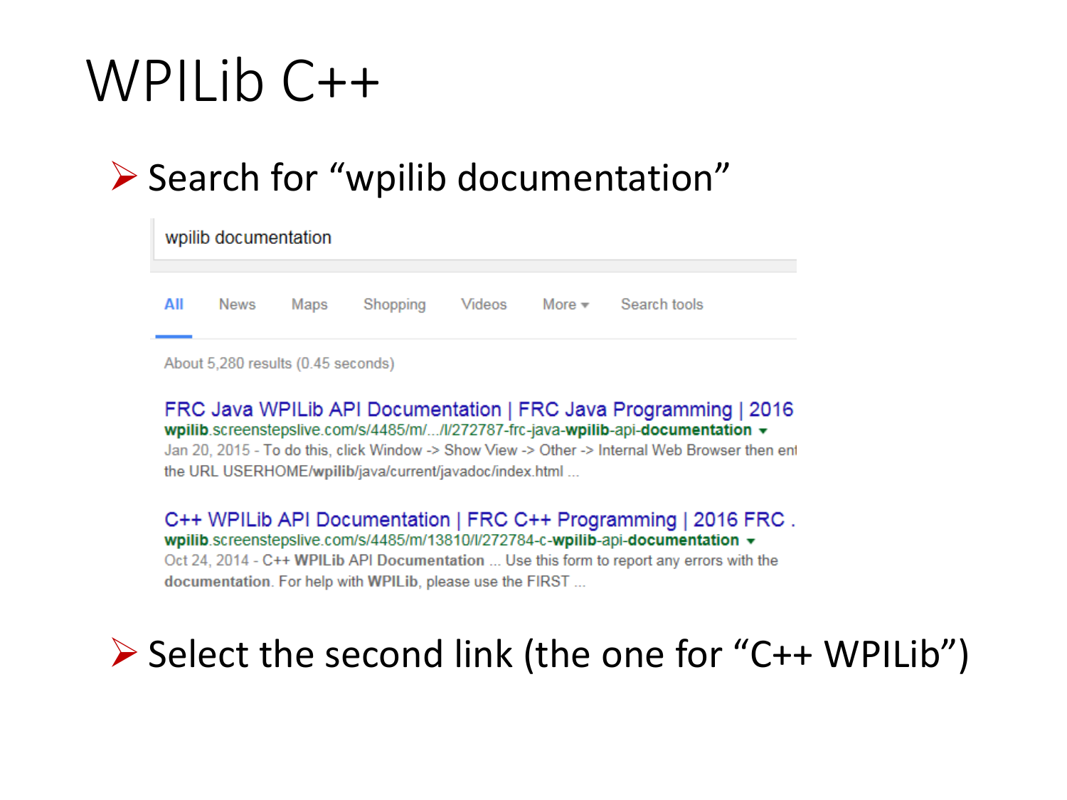# WPILib C++

- Search for "wpilib documentation"

wpilib documentation

All News Maps Shopping Videos More Search tools

About 5,280 results (0.45 seconds)

FRC Java WPILib API Documentation | FRC Java Programming | 2016
wpilib.screenstepslive.com/s/4485/m/.../l/272787-frc-java-wpilib-api-documentation
Jan 20, 2015 - To do this, click Window -> Show View -> Other -> Internal Web Browser then ent the URL USERHOME/wpilib/java/current/javadoc/index.html ...

C++ WPILib API Documentation | FRC C++ Programming | 2016 FRC .
wpilib.screenstepslive.com/s/4485/m/13810/l/272784-c-wpilib-api-documentation
Oct 24, 2014 - C++ WPILib API Documentation ... Use this form to report any errors with the documentation. For help with WPILib, please use the FIRST ...

- Select the second link (the one for "C++ WPILib")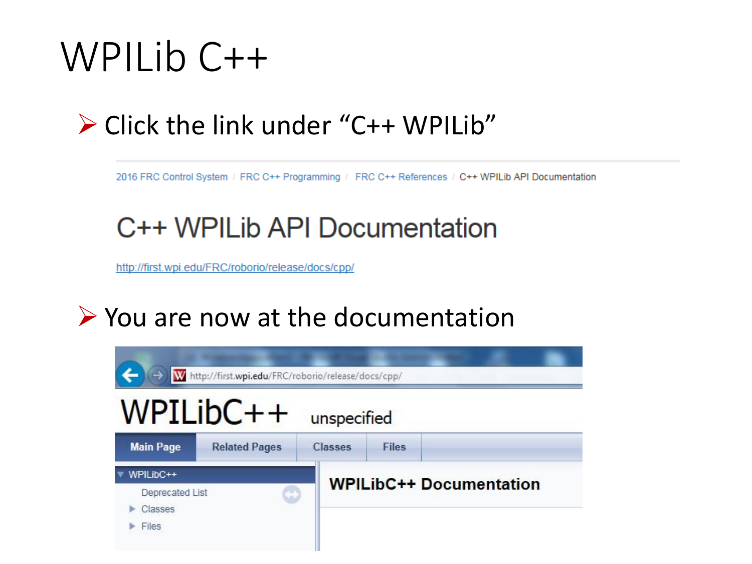# WPILib C++

- Click the link under “C++ WPILib”

2016 FRC Control System / FRC C++ Programming / FRC C++ References / C++ WPILib API Documentation

## C++ WPILib API Documentation

http://first.wpi.edu/FRC/roborio/release/docs/cpp/

- You are now at the documentation

http://first.wpi.edu/FRC/roborio/release/docs/cpp/

WPILibC++ unspecified

Main Page | Related Pages | Classes | Files

WPILibC++
- Deprecated List
- Classes
- Files

**WPILibC++ Documentation**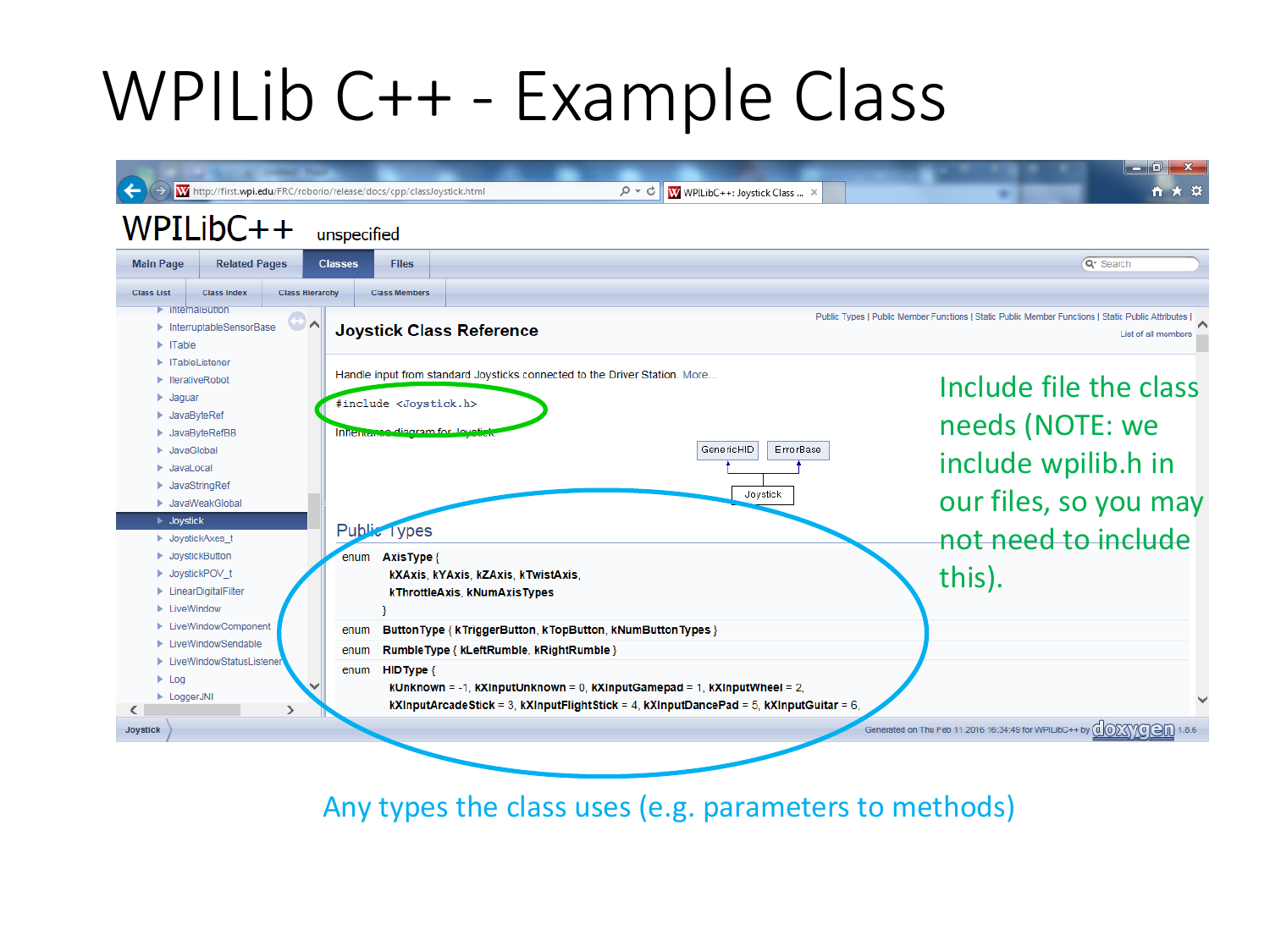# WPILib C++ - Example Class

WPILibC++ unspecified

**Joystick Class Reference**

Handle input from standard Joysticks connected to the Driver Station. More...

```
#include <Joystick.h>
```

Inheritance diagram for Joystick:

GenericHID, ErrorBase → Joystick

**Public Types**

```
enum AxisType {
    kXAxis, kYAxis, kZAxis, kTwistAxis,
    kThrottleAxis, kNumAxisTypes
}
enum ButtonType { kTriggerButton, kTopButton, kNumButtonTypes }
enum RumbleType { kLeftRumble, kRightRumble }
enum HIDType {
    kUnknown = -1, kXInputUnknown = 0, kXInputGamepad = 1, kXInputWheel = 2,
    kXInputArcadeStick = 3, kXInputFlightStick = 4, kXInputDancePad = 5, kXInputGuitar = 6,
```

Include file the class needs (NOTE: we include wpilib.h in our files, so you may not need to include this).

Any types the class uses (e.g. parameters to methods)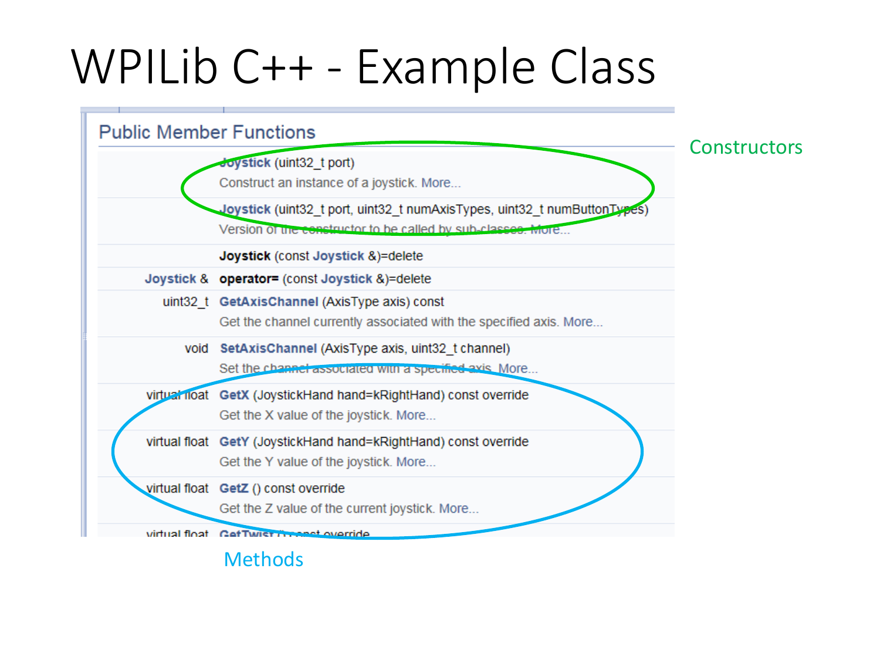# WPILib C++ - Example Class

## Public Member Functions

| | |
|---|---|
| | **Joystick** (uint32_t port)<br>Construct an instance of a joystick. More... |
| | **Joystick** (uint32_t port, uint32_t numAxisTypes, uint32_t numButtonTypes)<br>Version of the constructor to be called by sub-classes. More... |
| | **Joystick** (const **Joystick** &)=delete |
| **Joystick** & | **operator=** (const **Joystick** &)=delete |
| uint32_t | **GetAxisChannel** (AxisType axis) const<br>Get the channel currently associated with the specified axis. More... |
| void | **SetAxisChannel** (AxisType axis, uint32_t channel)<br>Set the channel associated with a specified axis. More... |
| virtual float | **GetX** (JoystickHand hand=kRightHand) const override<br>Get the X value of the joystick. More... |
| virtual float | **GetY** (JoystickHand hand=kRightHand) const override<br>Get the Y value of the joystick. More... |
| virtual float | **GetZ** () const override<br>Get the Z value of the current joystick. More... |
| virtual float | **GetTwist** () const override |

Constructors

Methods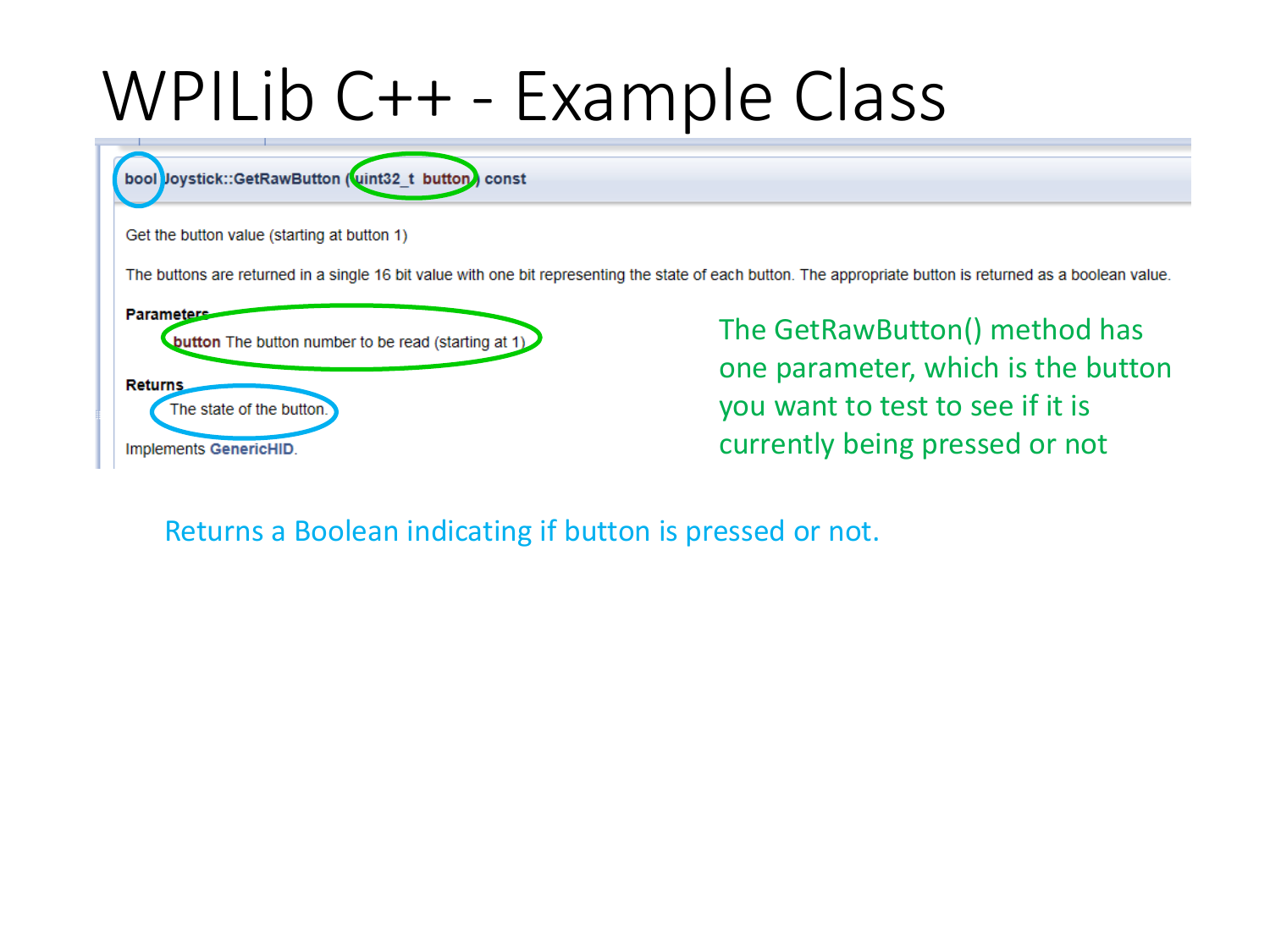# WPILib C++ - Example Class

**bool Joystick::GetRawButton ( uint32_t button ) const**

Get the button value (starting at button 1)

The buttons are returned in a single 16 bit value with one bit representing the state of each button. The appropriate button is returned as a boolean value.

**Parameters**

**button** The button number to be read (starting at 1)

**Returns**

The state of the button.

Implements **GenericHID**.

The GetRawButton() method has one parameter, which is the button you want to test to see if it is currently being pressed or not

Returns a Boolean indicating if button is pressed or not.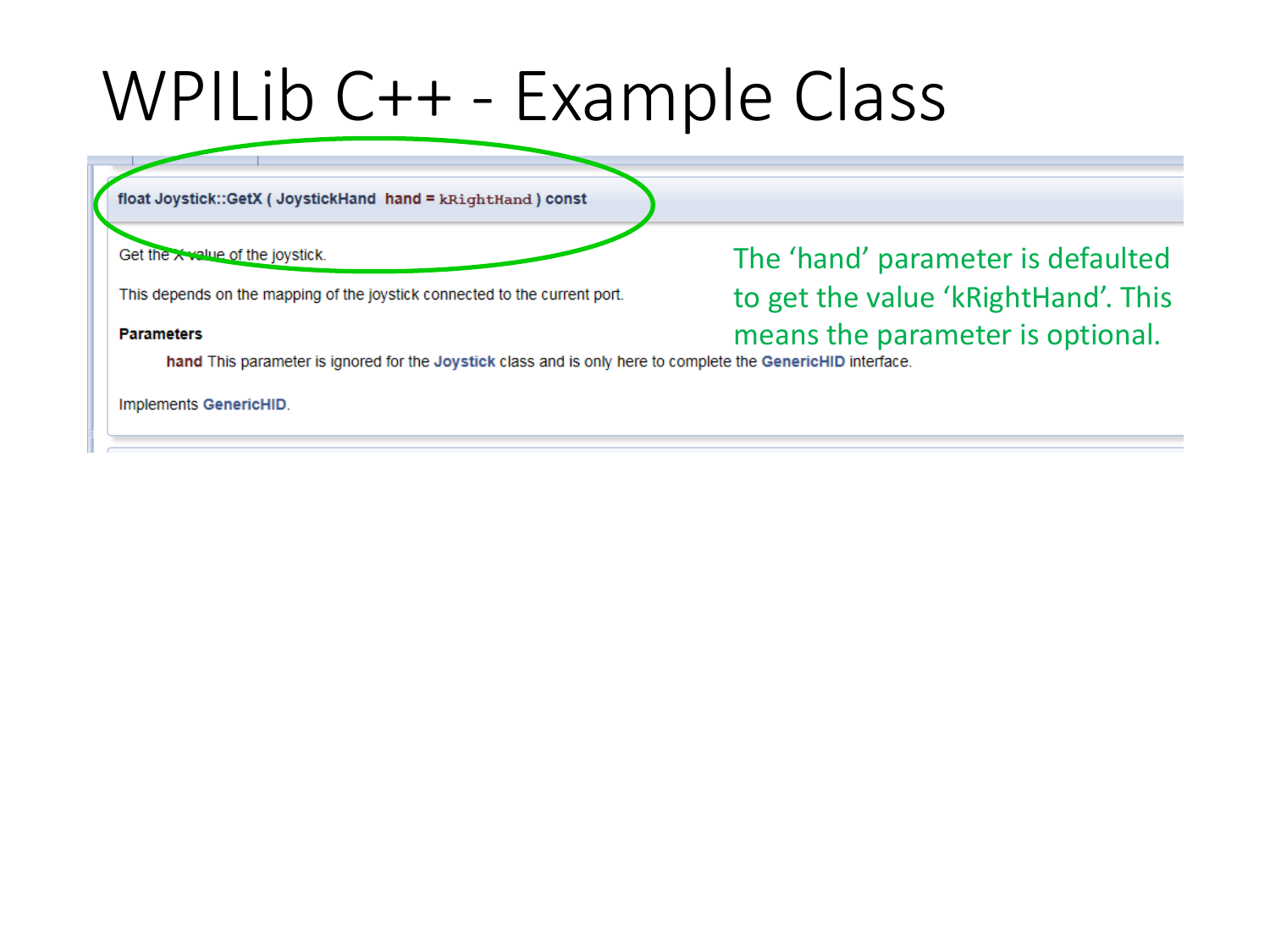# WPILib C++ - Example Class

**float Joystick::GetX ( JoystickHand hand = kRightHand ) const**

Get the X value of the joystick.

This depends on the mapping of the joystick connected to the current port.

**Parameters**

**hand** This parameter is ignored for the **Joystick** class and is only here to complete the **GenericHID** interface.

Implements **GenericHID**.

The 'hand' parameter is defaulted to get the value 'kRightHand'. This means the parameter is optional.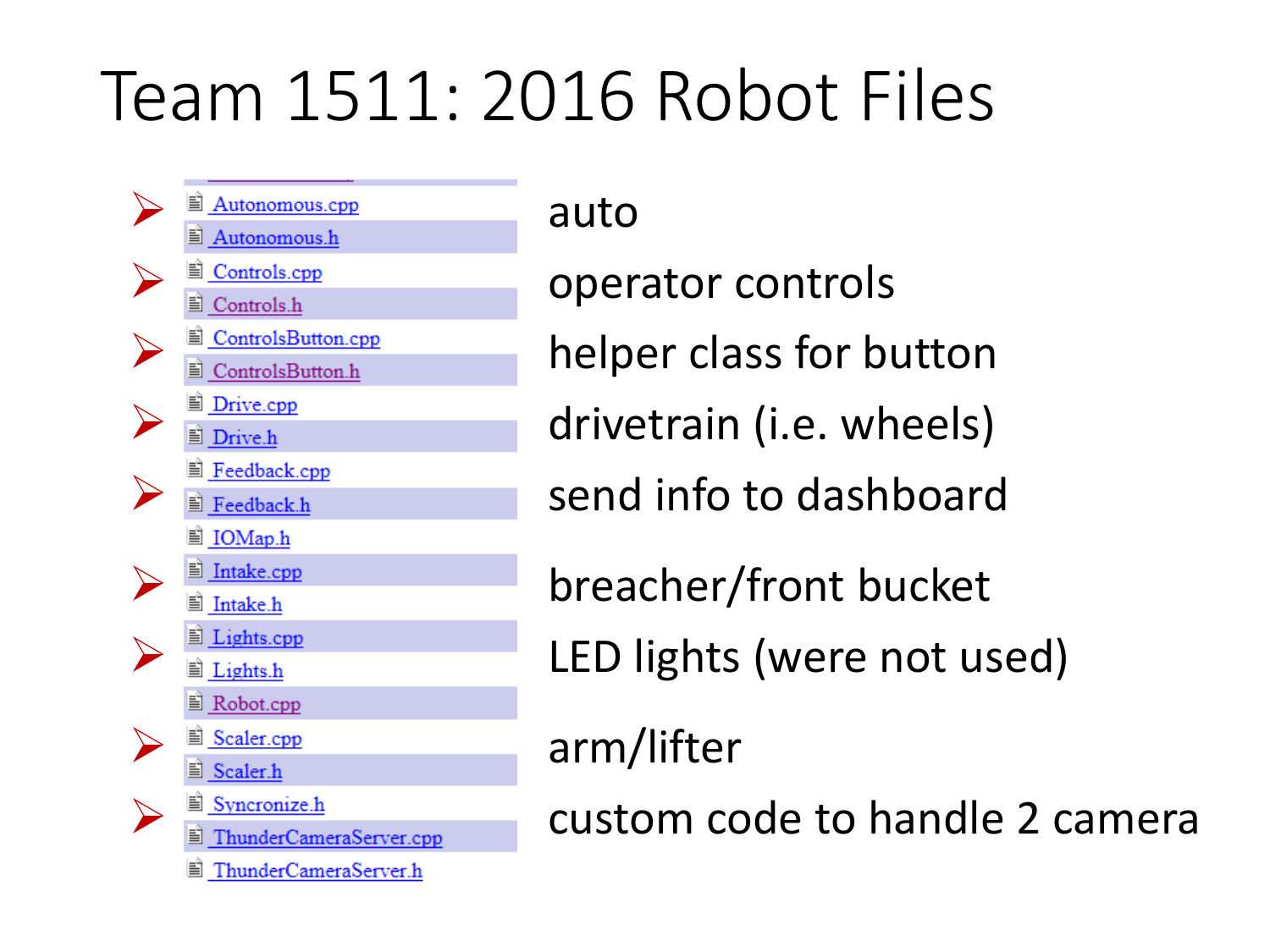# Team 1511: 2016 Robot Files

| File | Description |
| --- | --- |
| Autonomous.cpp<br>Autonomous.h | auto |
| Controls.cpp<br>Controls.h | operator controls |
| ControlsButton.cpp<br>ControlsButton.h | helper class for button |
| Drive.cpp<br>Drive.h | drivetrain (i.e. wheels) |
| Feedback.cpp<br>Feedback.h | send info to dashboard |
| IOMap.h | |
| Intake.cpp<br>Intake.h | breacher/front bucket |
| Lights.cpp<br>Lights.h | LED lights (were not used) |
| Robot.cpp | |
| Scaler.cpp<br>Scaler.h | arm/lifter |
| Syncronize.h<br>ThunderCameraServer.cpp<br>ThunderCameraServer.h | custom code to handle 2 camera |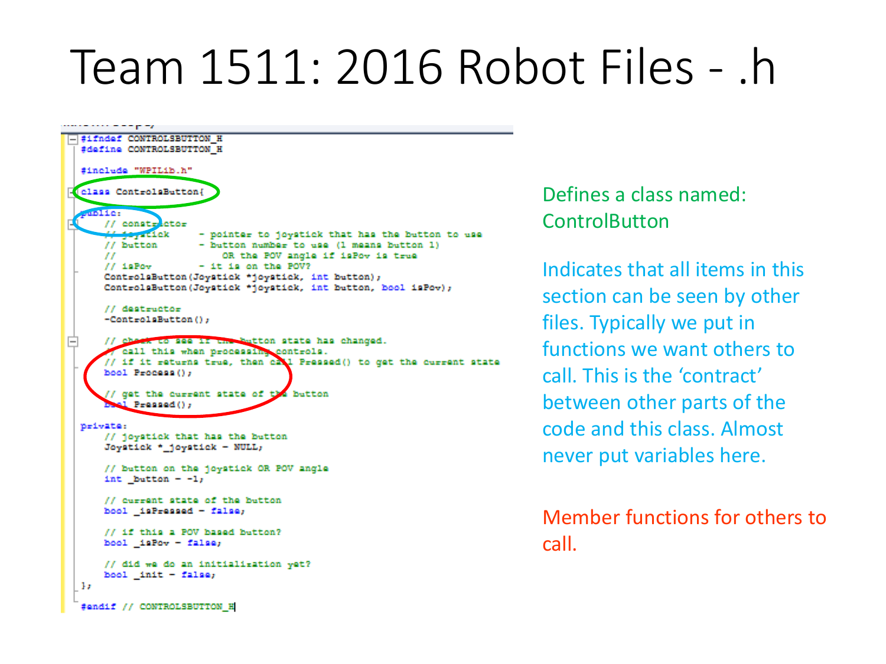# Team 1511: 2016 Robot Files - .h

```cpp
#ifndef CONTROLSBUTTON_H
#define CONTROLSBUTTON_H

#include "WPILib.h"

class ControlsButton{
public:
    // constructor
    // joystick      - pointer to joystick that has the button to use
    // button        - button number to use (1 means button 1)
    //                   OR the POV angle if isPov is true
    // isPov         - it is on the POV?
    ControlsButton(Joystick *joystick, int button);
    ControlsButton(Joystick *joystick, int button, bool isPov);

    // destructor
    ~ControlsButton();

    // check to see if the button state has changed.
    // call this when processing controls.
    // if it returns true, then call Pressed() to get the current state
    bool Process();

    // get the current state of the button
    bool Pressed();

private:
    // joystick that has the button
    Joystick *_joystick = NULL;

    // button on the joystick OR POV angle
    int _button = -1;

    // current state of the button
    bool _isPressed = false;

    // if this a POV based button?
    bool _isPov = false;

    // did we do an initialization yet?
    bool _init = false;
};

#endif // CONTROLSBUTTON_H
```

Defines a class named: ControlButton

Indicates that all items in this section can be seen by other files. Typically we put in functions we want others to call. This is the 'contract' between other parts of the code and this class. Almost never put variables here.

Member functions for others to call.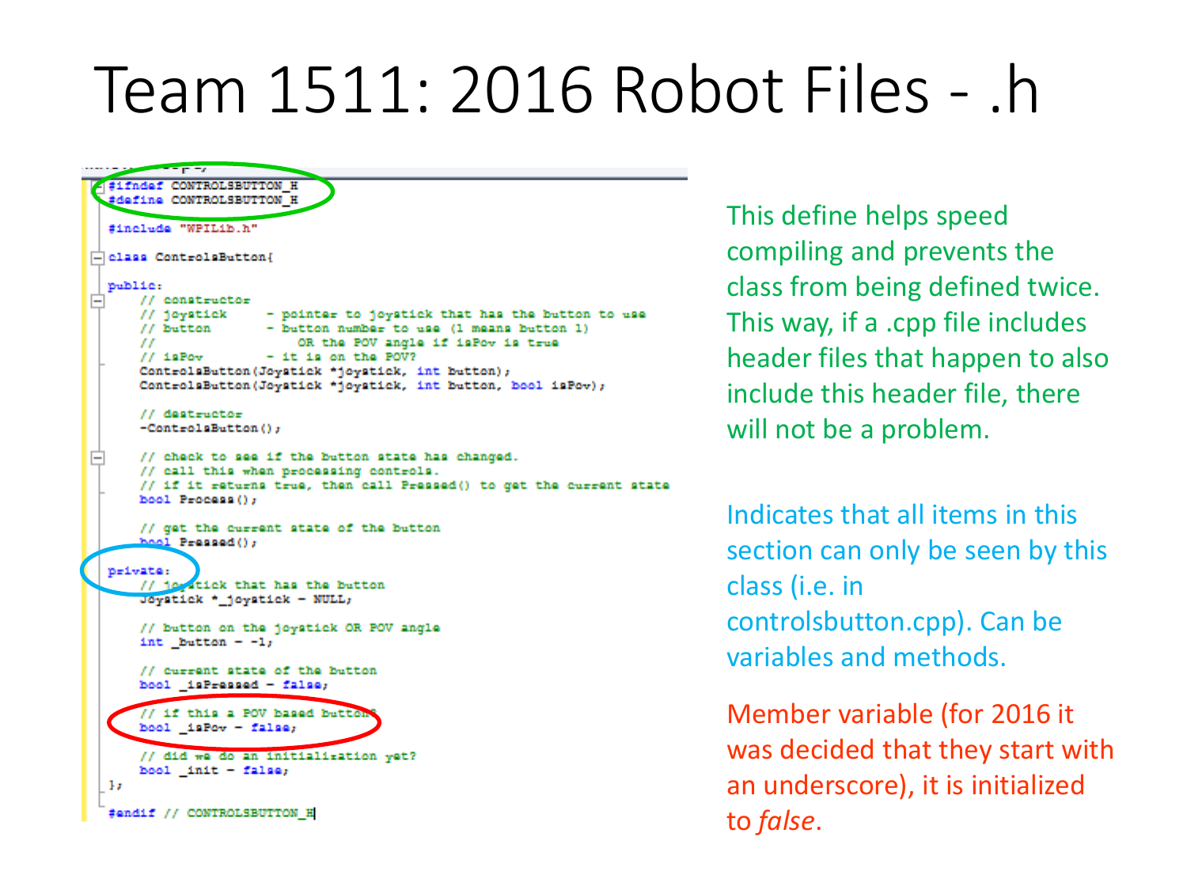# Team 1511: 2016 Robot Files - .h

```cpp
#ifndef CONTROLSBUTTON_H
#define CONTROLSBUTTON_H

#include "WPILib.h"

class ControlsButton{

public:
    // constructor
    // joystick     - pointer to joystick that has the button to use
    // button       - button number to use (1 means button 1)
    //                OR the POV angle if isPov is true
    // isPov        - it is on the POV?
    ControlsButton(Joystick *joystick, int button);
    ControlsButton(Joystick *joystick, int button, bool isPov);

    // destructor
    ~ControlsButton();

    // check to see if the button state has changed.
    // call this when processing controls.
    // if it returns true, then call Pressed() to get the current state
    bool Process();

    // get the current state of the button
    bool Pressed();

private:
    // joystick that has the button
    Joystick *_joystick = NULL;

    // button on the joystick OR POV angle
    int _button = -1;

    // current state of the button
    bool _isPressed = false;

    // if this a POV based button
    bool _isPov = false;

    // did we do an initialization yet?
    bool _init = false;
};

#endif // CONTROLSBUTTON_H
```

This define helps speed compiling and prevents the class from being defined twice. This way, if a .cpp file includes header files that happen to also include this header file, there will not be a problem.

Indicates that all items in this section can only be seen by this class (i.e. in controlsbutton.cpp). Can be variables and methods.

Member variable (for 2016 it was decided that they start with an underscore), it is initialized to *false*.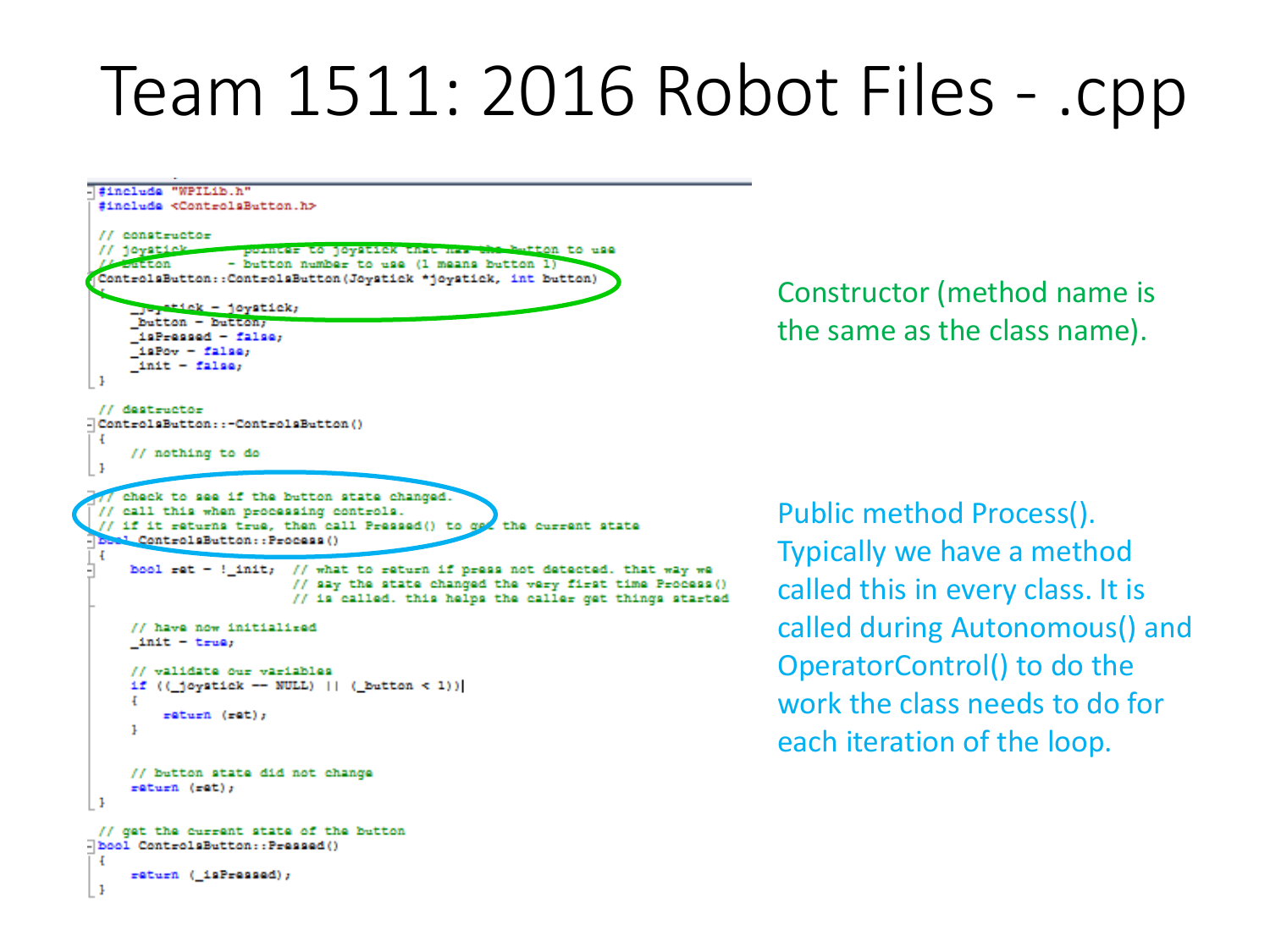# Team 1511: 2016 Robot Files - .cpp

```cpp
#include "WPILib.h"
#include <ControlsButton.h>

// constructor
// joystick      - pointer to joystick that has the button to use
// button        - button number to use (1 means button 1)
ControlsButton::ControlsButton(Joystick *joystick, int button)
{
    _joystick = joystick;
    _button = button;
    _isPressed = false;
    _isPov = false;
    _init = false;
}

// destructor
ControlsButton::~ControlsButton()
{
    // nothing to do
}

// check to see if the button state changed.
// call this when processing controls.
// if it returns true, then call Pressed() to get the current state
bool ControlsButton::Process()
{
    bool ret = !_init;  // what to return if press not detected. that way we
                        // say the state changed the very first time Process()
                        // is called. this helps the caller get things started

    // have now initialized
    _init = true;

    // validate our variables
    if ((_joystick == NULL) || (_button < 1))
    {
        return (ret);
    }


    // button state did not change
    return (ret);
}

// get the current state of the button
bool ControlsButton::Pressed()
{
    return (_isPressed);
}
```

Constructor (method name is the same as the class name).

Public method Process(). Typically we have a method called this in every class. It is called during Autonomous() and OperatorControl() to do the work the class needs to do for each iteration of the loop.